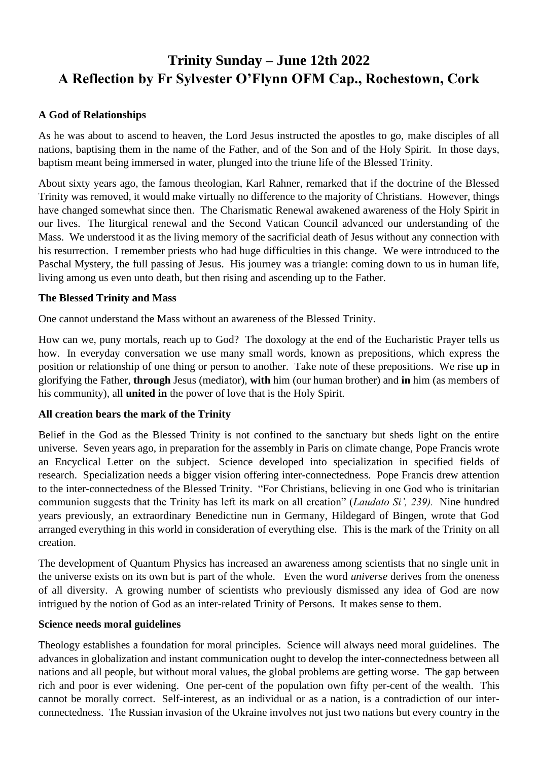# Trinity Sunday – June 12th 2022
# A Reflection by Fr Sylvester O'Flynn OFM Cap., Rochestown, Cork

**A God of Relationships**

As he was about to ascend to heaven, the Lord Jesus instructed the apostles to go, make disciples of all nations, baptising them in the name of the Father, and of the Son and of the Holy Spirit. In those days, baptism meant being immersed in water, plunged into the triune life of the Blessed Trinity.

About sixty years ago, the famous theologian, Karl Rahner, remarked that if the doctrine of the Blessed Trinity was removed, it would make virtually no difference to the majority of Christians. However, things have changed somewhat since then. The Charismatic Renewal awakened awareness of the Holy Spirit in our lives. The liturgical renewal and the Second Vatican Council advanced our understanding of the Mass. We understood it as the living memory of the sacrificial death of Jesus without any connection with his resurrection. I remember priests who had huge difficulties in this change. We were introduced to the Paschal Mystery, the full passing of Jesus. His journey was a triangle: coming down to us in human life, living among us even unto death, but then rising and ascending up to the Father.

**The Blessed Trinity and Mass**

One cannot understand the Mass without an awareness of the Blessed Trinity.

How can we, puny mortals, reach up to God? The doxology at the end of the Eucharistic Prayer tells us how. In everyday conversation we use many small words, known as prepositions, which express the position or relationship of one thing or person to another. Take note of these prepositions. We rise **up** in glorifying the Father, **through** Jesus (mediator), **with** him (our human brother) and **in** him (as members of his community), all **united in** the power of love that is the Holy Spirit.

**All creation bears the mark of the Trinity**

Belief in the God as the Blessed Trinity is not confined to the sanctuary but sheds light on the entire universe. Seven years ago, in preparation for the assembly in Paris on climate change, Pope Francis wrote an Encyclical Letter on the subject. Science developed into specialization in specified fields of research. Specialization needs a bigger vision offering inter-connectedness. Pope Francis drew attention to the inter-connectedness of the Blessed Trinity. "For Christians, believing in one God who is trinitarian communion suggests that the Trinity has left its mark on all creation" (*Laudato Si', 239).* Nine hundred years previously, an extraordinary Benedictine nun in Germany, Hildegard of Bingen, wrote that God arranged everything in this world in consideration of everything else. This is the mark of the Trinity on all creation.

The development of Quantum Physics has increased an awareness among scientists that no single unit in the universe exists on its own but is part of the whole. Even the word *universe* derives from the oneness of all diversity. A growing number of scientists who previously dismissed any idea of God are now intrigued by the notion of God as an inter-related Trinity of Persons. It makes sense to them.

**Science needs moral guidelines**

Theology establishes a foundation for moral principles. Science will always need moral guidelines. The advances in globalization and instant communication ought to develop the inter-connectedness between all nations and all people, but without moral values, the global problems are getting worse. The gap between rich and poor is ever widening. One per-cent of the population own fifty per-cent of the wealth. This cannot be morally correct. Self-interest, as an individual or as a nation, is a contradiction of our inter-connectedness. The Russian invasion of the Ukraine involves not just two nations but every country in the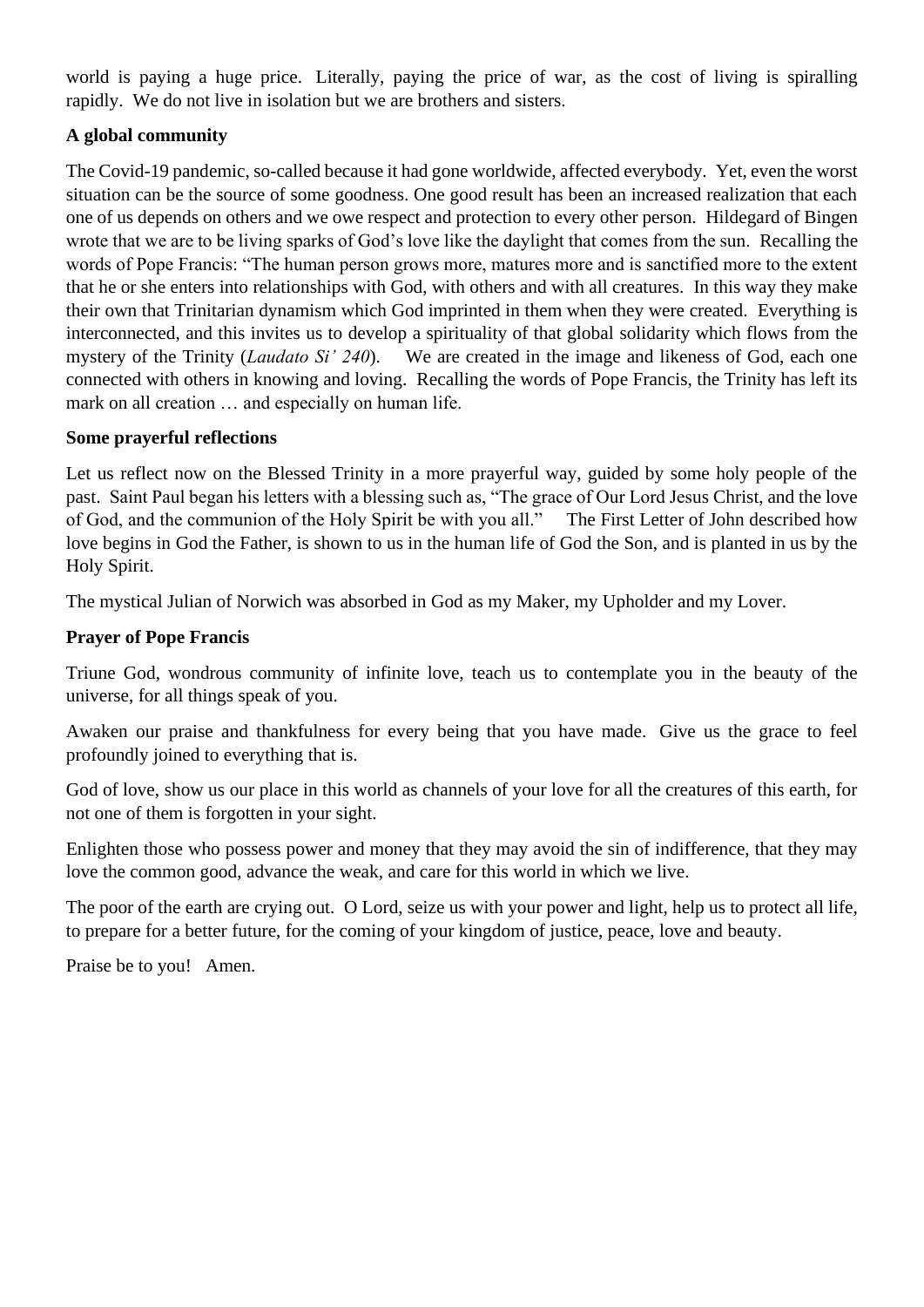world is paying a huge price. Literally, paying the price of war, as the cost of living is spiralling rapidly. We do not live in isolation but we are brothers and sisters.

**A global community**

The Covid-19 pandemic, so-called because it had gone worldwide, affected everybody. Yet, even the worst situation can be the source of some goodness. One good result has been an increased realization that each one of us depends on others and we owe respect and protection to every other person. Hildegard of Bingen wrote that we are to be living sparks of God's love like the daylight that comes from the sun. Recalling the words of Pope Francis: "The human person grows more, matures more and is sanctified more to the extent that he or she enters into relationships with God, with others and with all creatures. In this way they make their own that Trinitarian dynamism which God imprinted in them when they were created. Everything is interconnected, and this invites us to develop a spirituality of that global solidarity which flows from the mystery of the Trinity (*Laudato Si' 240*). We are created in the image and likeness of God, each one connected with others in knowing and loving. Recalling the words of Pope Francis, the Trinity has left its mark on all creation … and especially on human life.

**Some prayerful reflections**

Let us reflect now on the Blessed Trinity in a more prayerful way, guided by some holy people of the past. Saint Paul began his letters with a blessing such as, "The grace of Our Lord Jesus Christ, and the love of God, and the communion of the Holy Spirit be with you all." The First Letter of John described how love begins in God the Father, is shown to us in the human life of God the Son, and is planted in us by the Holy Spirit.

The mystical Julian of Norwich was absorbed in God as my Maker, my Upholder and my Lover.

**Prayer of Pope Francis**

Triune God, wondrous community of infinite love, teach us to contemplate you in the beauty of the universe, for all things speak of you.

Awaken our praise and thankfulness for every being that you have made. Give us the grace to feel profoundly joined to everything that is.

God of love, show us our place in this world as channels of your love for all the creatures of this earth, for not one of them is forgotten in your sight.

Enlighten those who possess power and money that they may avoid the sin of indifference, that they may love the common good, advance the weak, and care for this world in which we live.

The poor of the earth are crying out. O Lord, seize us with your power and light, help us to protect all life, to prepare for a better future, for the coming of your kingdom of justice, peace, love and beauty.

Praise be to you! Amen.